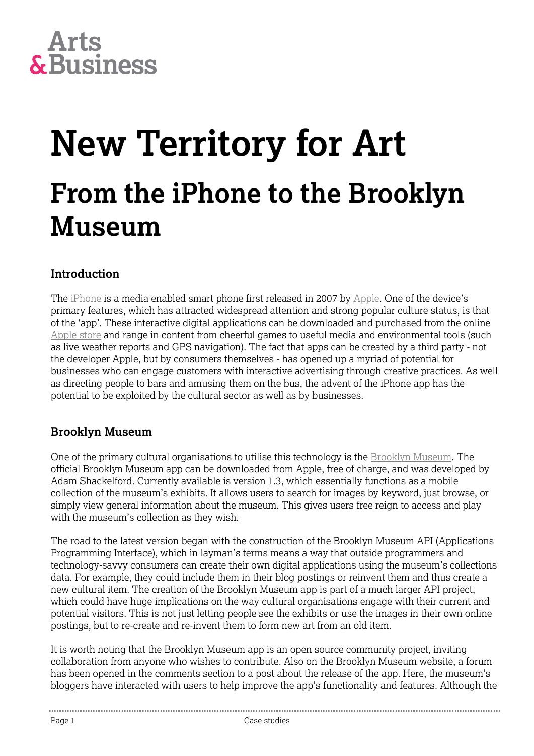Arts & Business

# New Territory for Art

## From the iPhone to the Brooklyn Museum

### Introduction

The iPhone is a media enabled smart phone first released in 2007 by Apple. One of the device's primary features, which has attracted widespread attention and strong popular culture status, is that of the 'app'. These interactive digital applications can be downloaded and purchased from the online Apple store and range in content from cheerful games to useful media and environmental tools (such as live weather reports and GPS navigation). The fact that apps can be created by a third party - not the developer Apple, but by consumers themselves - has opened up a myriad of potential for businesses who can engage customers with interactive advertising through creative practices. As well as directing people to bars and amusing them on the bus, the advent of the iPhone app has the potential to be exploited by the cultural sector as well as by businesses.

### Brooklyn Museum

One of the primary cultural organisations to utilise this technology is the Brooklyn Museum. The official Brooklyn Museum app can be downloaded from Apple, free of charge, and was developed by Adam Shackelford. Currently available is version 1.3, which essentially functions as a mobile collection of the museum's exhibits. It allows users to search for images by keyword, just browse, or simply view general information about the museum. This gives users free reign to access and play with the museum's collection as they wish.

The road to the latest version began with the construction of the Brooklyn Museum API (Applications Programming Interface), which in layman's terms means a way that outside programmers and technology-savvy consumers can create their own digital applications using the museum's collections data. For example, they could include them in their blog postings or reinvent them and thus create a new cultural item. The creation of the Brooklyn Museum app is part of a much larger API project, which could have huge implications on the way cultural organisations engage with their current and potential visitors. This is not just letting people see the exhibits or use the images in their own online postings, but to re-create and re-invent them to form new art from an old item.

It is worth noting that the Brooklyn Museum app is an open source community project, inviting collaboration from anyone who wishes to contribute. Also on the Brooklyn Museum website, a forum has been opened in the comments section to a post about the release of the app. Here, the museum's bloggers have interacted with users to help improve the app's functionality and features. Although the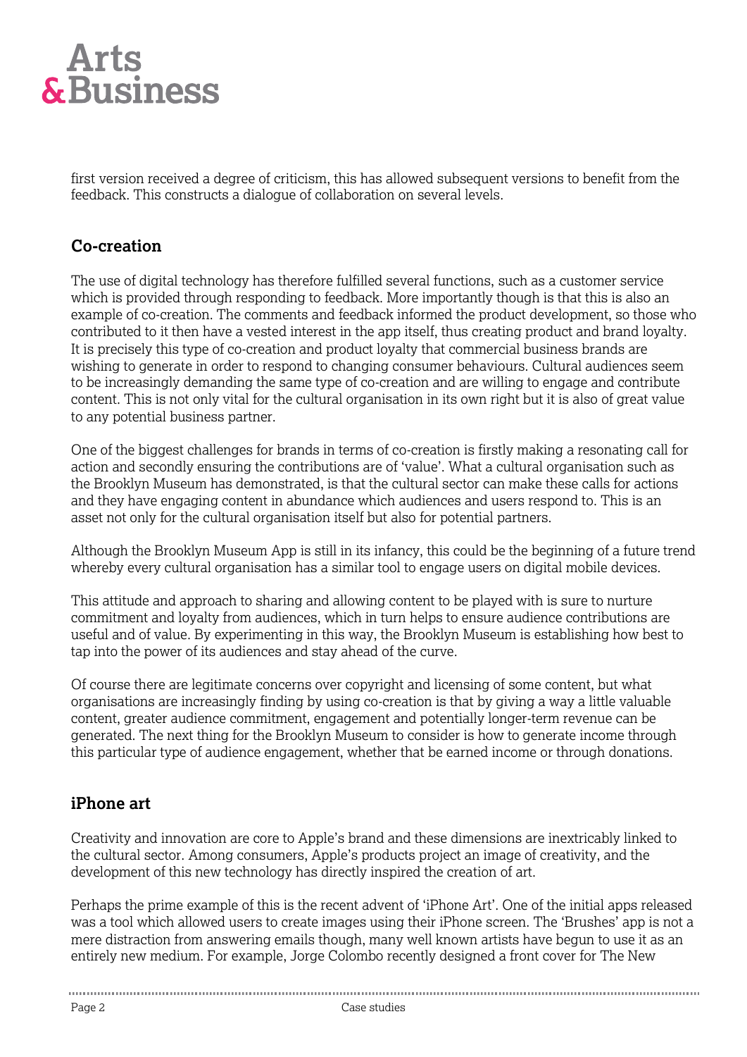first version received a degree of criticism, this has allowed subsequent versions to benefit from the feedback. This constructs a dialogue of collaboration on several levels.

## Co-creation

The use of digital technology has therefore fulfilled several functions, such as a customer service which is provided through responding to feedback. More importantly though is that this is also an example of co-creation. The comments and feedback informed the product development, so those who contributed to it then have a vested interest in the app itself, thus creating product and brand loyalty. It is precisely this type of co-creation and product loyalty that commercial business brands are wishing to generate in order to respond to changing consumer behaviours. Cultural audiences seem to be increasingly demanding the same type of co-creation and are willing to engage and contribute content. This is not only vital for the cultural organisation in its own right but it is also of great value to any potential business partner.

One of the biggest challenges for brands in terms of co-creation is firstly making a resonating call for action and secondly ensuring the contributions are of 'value'. What a cultural organisation such as the Brooklyn Museum has demonstrated, is that the cultural sector can make these calls for actions and they have engaging content in abundance which audiences and users respond to. This is an asset not only for the cultural organisation itself but also for potential partners.

Although the Brooklyn Museum App is still in its infancy, this could be the beginning of a future trend whereby every cultural organisation has a similar tool to engage users on digital mobile devices.

This attitude and approach to sharing and allowing content to be played with is sure to nurture commitment and loyalty from audiences, which in turn helps to ensure audience contributions are useful and of value. By experimenting in this way, the Brooklyn Museum is establishing how best to tap into the power of its audiences and stay ahead of the curve.

Of course there are legitimate concerns over copyright and licensing of some content, but what organisations are increasingly finding by using co-creation is that by giving a way a little valuable content, greater audience commitment, engagement and potentially longer-term revenue can be generated. The next thing for the Brooklyn Museum to consider is how to generate income through this particular type of audience engagement, whether that be earned income or through donations.

## iPhone art

Creativity and innovation are core to Apple's brand and these dimensions are inextricably linked to the cultural sector. Among consumers, Apple's products project an image of creativity, and the development of this new technology has directly inspired the creation of art.

Perhaps the prime example of this is the recent advent of 'iPhone Art'. One of the initial apps released was a tool which allowed users to create images using their iPhone screen. The 'Brushes' app is not a mere distraction from answering emails though, many well known artists have begun to use it as an entirely new medium. For example, Jorge Colombo recently designed a front cover for The New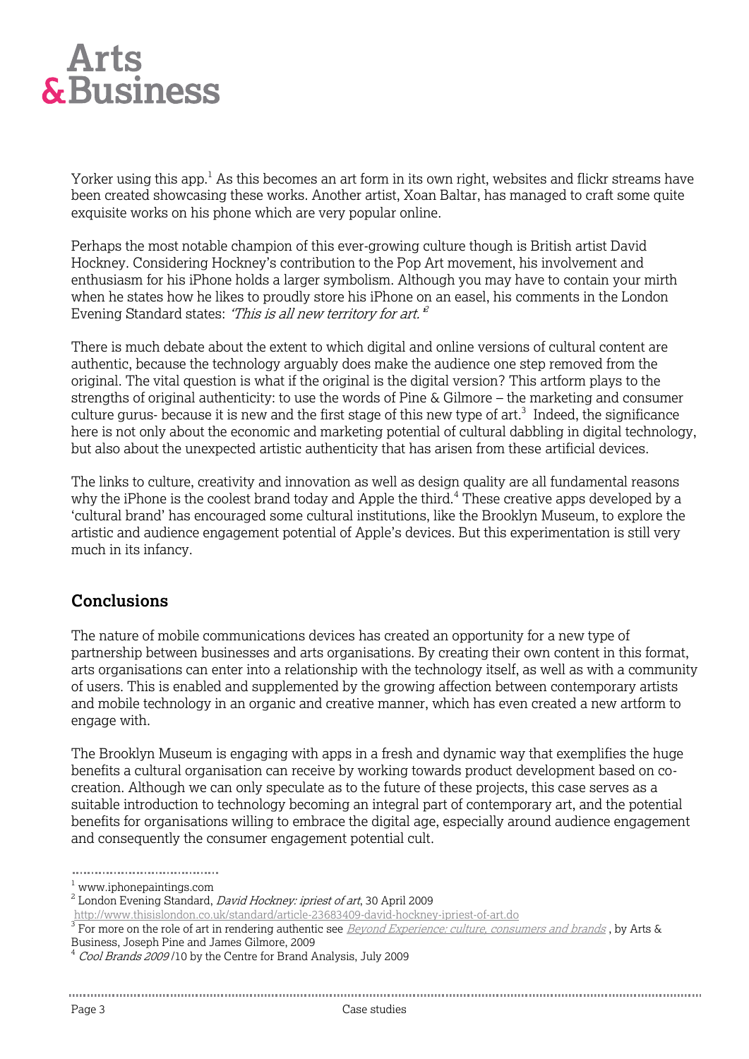Yorker using this app.[1] As this becomes an art form in its own right, websites and flickr streams have been created showcasing these works. Another artist, Xoan Baltar, has managed to craft some quite exquisite works on his phone which are very popular online.

Perhaps the most notable champion of this ever-growing culture though is British artist David Hockney. Considering Hockney's contribution to the Pop Art movement, his involvement and enthusiasm for his iPhone holds a larger symbolism. Although you may have to contain your mirth when he states how he likes to proudly store his iPhone on an easel, his comments in the London Evening Standard states: *'This is all new territory for art.'*[2]

There is much debate about the extent to which digital and online versions of cultural content are authentic, because the technology arguably does make the audience one step removed from the original. The vital question is what if the original is the digital version? This artform plays to the strengths of original authenticity: to use the words of Pine & Gilmore – the marketing and consumer culture gurus- because it is new and the first stage of this new type of art.[3] Indeed, the significance here is not only about the economic and marketing potential of cultural dabbling in digital technology, but also about the unexpected artistic authenticity that has arisen from these artificial devices.

The links to culture, creativity and innovation as well as design quality are all fundamental reasons why the iPhone is the coolest brand today and Apple the third.[4] These creative apps developed by a 'cultural brand' has encouraged some cultural institutions, like the Brooklyn Museum, to explore the artistic and audience engagement potential of Apple's devices. But this experimentation is still very much in its infancy.

## Conclusions

The nature of mobile communications devices has created an opportunity for a new type of partnership between businesses and arts organisations. By creating their own content in this format, arts organisations can enter into a relationship with the technology itself, as well as with a community of users. This is enabled and supplemented by the growing affection between contemporary artists and mobile technology in an organic and creative manner, which has even created a new artform to engage with.

The Brooklyn Museum is engaging with apps in a fresh and dynamic way that exemplifies the huge benefits a cultural organisation can receive by working towards product development based on co-creation. Although we can only speculate as to the future of these projects, this case serves as a suitable introduction to technology becoming an integral part of contemporary art, and the potential benefits for organisations willing to embrace the digital age, especially around audience engagement and consequently the consumer engagement potential cult.

---

[1] www.iphonepaintings.com

[2] London Evening Standard, *David Hockney: ipriest of art*, 30 April 2009 http://www.thisislondon.co.uk/standard/article-23683409-david-hockney-ipriest-of-art.do

[3] For more on the role of art in rendering authentic see *Beyond Experience: culture, consumers and brands*, by Arts & Business, Joseph Pine and James Gilmore, 2009

[4] *Cool Brands 2009*/10 by the Centre for Brand Analysis, July 2009